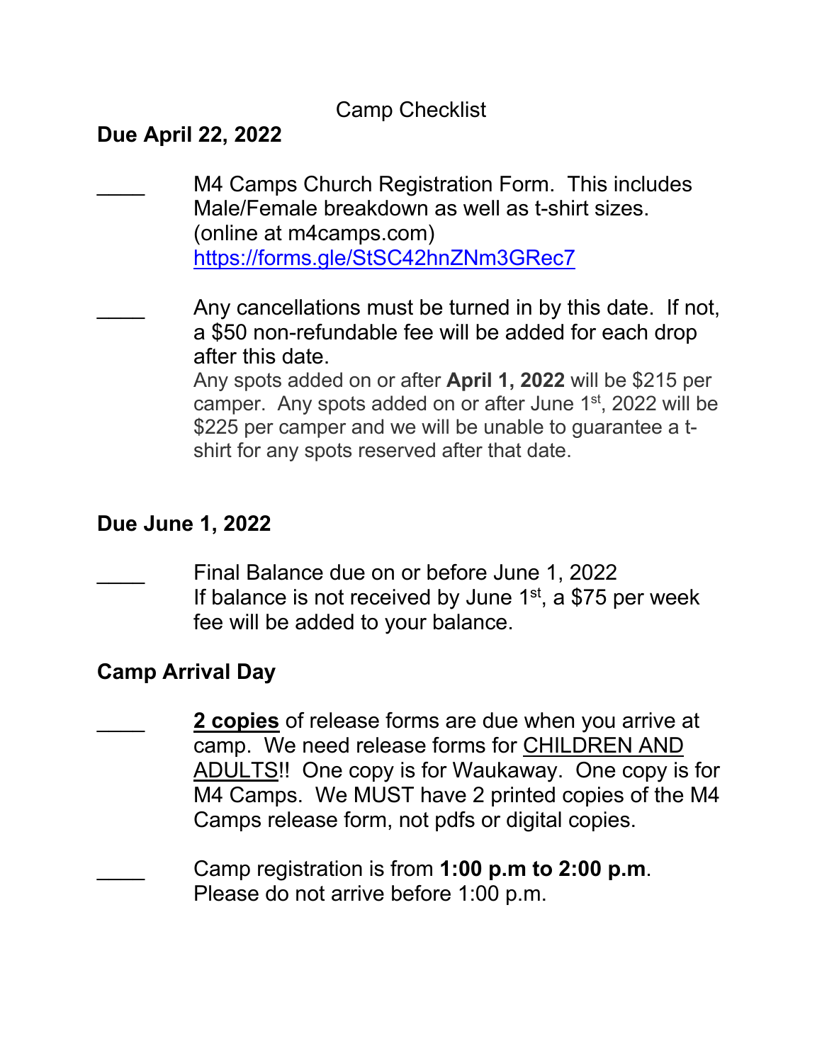# Camp Checklist

## Due April 22, 2022

- ____ M4 Camps Church Registration Form. This includes Male/Female breakdown as well as t-shirt sizes. (online at m4camps.com) [https://forms.gle/StSC42hnZNm3GRec7](https://forms.gle/StSC42hnZNm3GRec7)

- ____ Any cancellations must be turned in by this date. If not, a $50 non-refundable fee will be added for each drop after this date.
  Any spots added on or after **April 1, 2022** will be $215 per camper. Any spots added on or after June 1st, 2022 will be $225 per camper and we will be unable to guarantee a t-shirt for any spots reserved after that date.

## Due June 1, 2022

- ____ Final Balance due on or before June 1, 2022
  If balance is not received by June 1st, a $75 per week fee will be added to your balance.

## Camp Arrival Day

- ____ **2 copies** of release forms are due when you arrive at camp. We need release forms for CHILDREN AND ADULTS!! One copy is for Waukaway. One copy is for M4 Camps. We MUST have 2 printed copies of the M4 Camps release form, not pdfs or digital copies.

- ____ Camp registration is from **1:00 p.m to 2:00 p.m**. Please do not arrive before 1:00 p.m.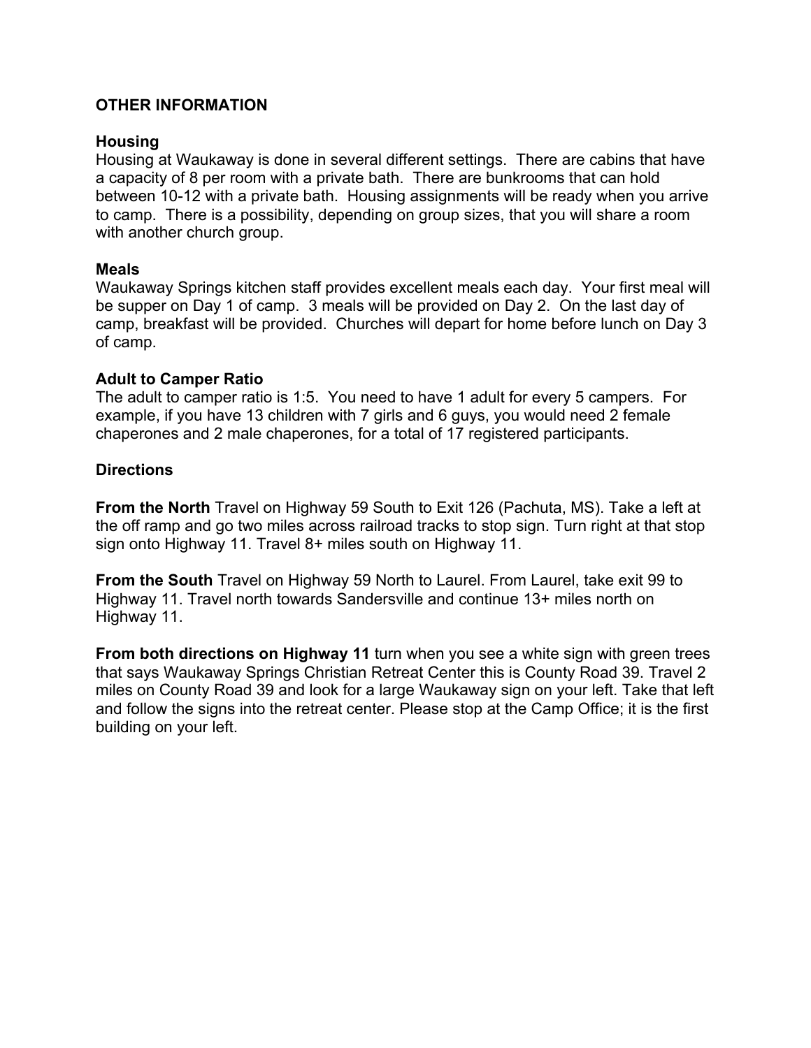## OTHER INFORMATION

### Housing

Housing at Waukaway is done in several different settings. There are cabins that have a capacity of 8 per room with a private bath. There are bunkrooms that can hold between 10-12 with a private bath. Housing assignments will be ready when you arrive to camp. There is a possibility, depending on group sizes, that you will share a room with another church group.

### Meals

Waukaway Springs kitchen staff provides excellent meals each day. Your first meal will be supper on Day 1 of camp. 3 meals will be provided on Day 2. On the last day of camp, breakfast will be provided. Churches will depart for home before lunch on Day 3 of camp.

### Adult to Camper Ratio

The adult to camper ratio is 1:5. You need to have 1 adult for every 5 campers. For example, if you have 13 children with 7 girls and 6 guys, you would need 2 female chaperones and 2 male chaperones, for a total of 17 registered participants.

### Directions

**From the North** Travel on Highway 59 South to Exit 126 (Pachuta, MS). Take a left at the off ramp and go two miles across railroad tracks to stop sign. Turn right at that stop sign onto Highway 11. Travel 8+ miles south on Highway 11.

**From the South** Travel on Highway 59 North to Laurel. From Laurel, take exit 99 to Highway 11. Travel north towards Sandersville and continue 13+ miles north on Highway 11.

**From both directions on Highway 11** turn when you see a white sign with green trees that says Waukaway Springs Christian Retreat Center this is County Road 39. Travel 2 miles on County Road 39 and look for a large Waukaway sign on your left. Take that left and follow the signs into the retreat center. Please stop at the Camp Office; it is the first building on your left.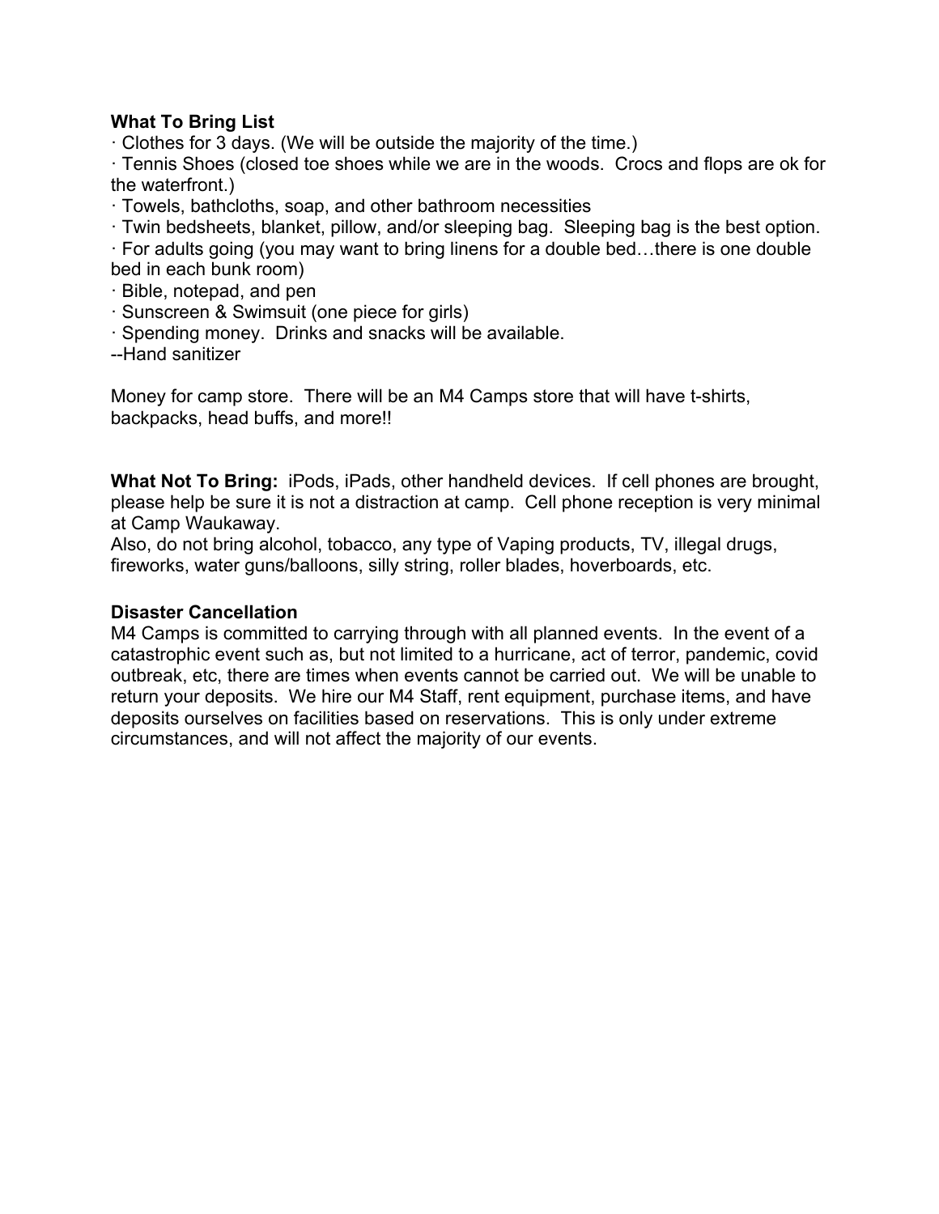**What To Bring List**

· Clothes for 3 days. (We will be outside the majority of the time.)
· Tennis Shoes (closed toe shoes while we are in the woods. Crocs and flops are ok for the waterfront.)
· Towels, bathcloths, soap, and other bathroom necessities
· Twin bedsheets, blanket, pillow, and/or sleeping bag. Sleeping bag is the best option.
· For adults going (you may want to bring linens for a double bed…there is one double bed in each bunk room)
· Bible, notepad, and pen
· Sunscreen & Swimsuit (one piece for girls)
· Spending money. Drinks and snacks will be available.
--Hand sanitizer

Money for camp store. There will be an M4 Camps store that will have t-shirts, backpacks, head buffs, and more!!

**What Not To Bring:** iPods, iPads, other handheld devices. If cell phones are brought, please help be sure it is not a distraction at camp. Cell phone reception is very minimal at Camp Waukaway.
Also, do not bring alcohol, tobacco, any type of Vaping products, TV, illegal drugs, fireworks, water guns/balloons, silly string, roller blades, hoverboards, etc.

**Disaster Cancellation**

M4 Camps is committed to carrying through with all planned events. In the event of a catastrophic event such as, but not limited to a hurricane, act of terror, pandemic, covid outbreak, etc, there are times when events cannot be carried out. We will be unable to return your deposits. We hire our M4 Staff, rent equipment, purchase items, and have deposits ourselves on facilities based on reservations. This is only under extreme circumstances, and will not affect the majority of our events.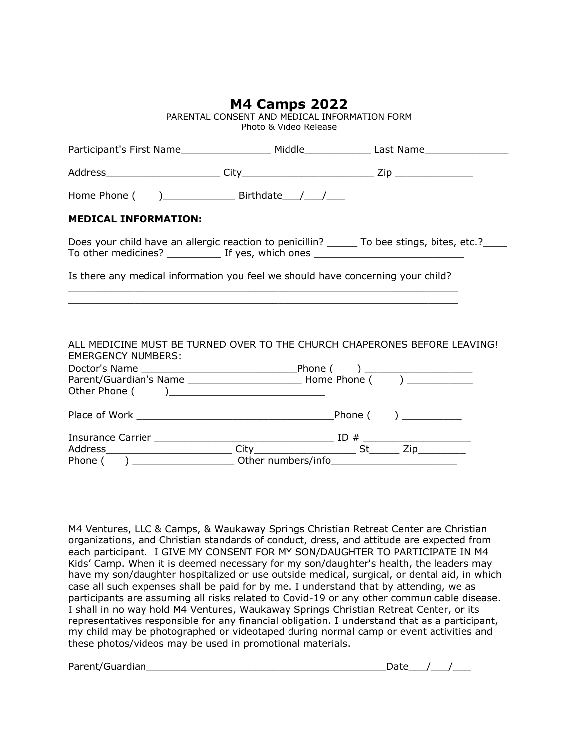# M4 Camps 2022

PARENTAL CONSENT AND MEDICAL INFORMATION FORM
Photo & Video Release

Participant's First Name_______________ Middle___________ Last Name______________

Address___________________ City______________________ Zip _____________

Home Phone (    )____________ Birthdate___/___/___

**MEDICAL INFORMATION:**

Does your child have an allergic reaction to penicillin? _____ To bee stings, bites, etc.?____
To other medicines? _________ If yes, which ones _________________________

Is there any medical information you feel we should have concerning your child?
_________________________________________________________________
_________________________________________________________________

ALL MEDICINE MUST BE TURNED OVER TO THE CHURCH CHAPERONES BEFORE LEAVING!
EMERGENCY NUMBERS:
Doctor's Name __________________________Phone (    ) __________________
Parent/Guardian's Name ___________________ Home Phone (    ) ___________
Other Phone (    )__________________________

Place of Work _________________________________Phone (    ) __________

Insurance Carrier ______________________________ ID # __________________
Address_____________________ City_________________ St_____ Zip________
Phone (    ) _________________ Other numbers/info_____________________

M4 Ventures, LLC & Camps, & Waukaway Springs Christian Retreat Center are Christian organizations, and Christian standards of conduct, dress, and attitude are expected from each participant. I GIVE MY CONSENT FOR MY SON/DAUGHTER TO PARTICIPATE IN M4 Kids' Camp. When it is deemed necessary for my son/daughter's health, the leaders may have my son/daughter hospitalized or use outside medical, surgical, or dental aid, in which case all such expenses shall be paid for by me. I understand that by attending, we as participants are assuming all risks related to Covid-19 or any other communicable disease. I shall in no way hold M4 Ventures, Waukaway Springs Christian Retreat Center, or its representatives responsible for any financial obligation. I understand that as a participant, my child may be photographed or videotaped during normal camp or event activities and these photos/videos may be used in promotional materials.

Parent/Guardian_________________________________________Date___/___/___